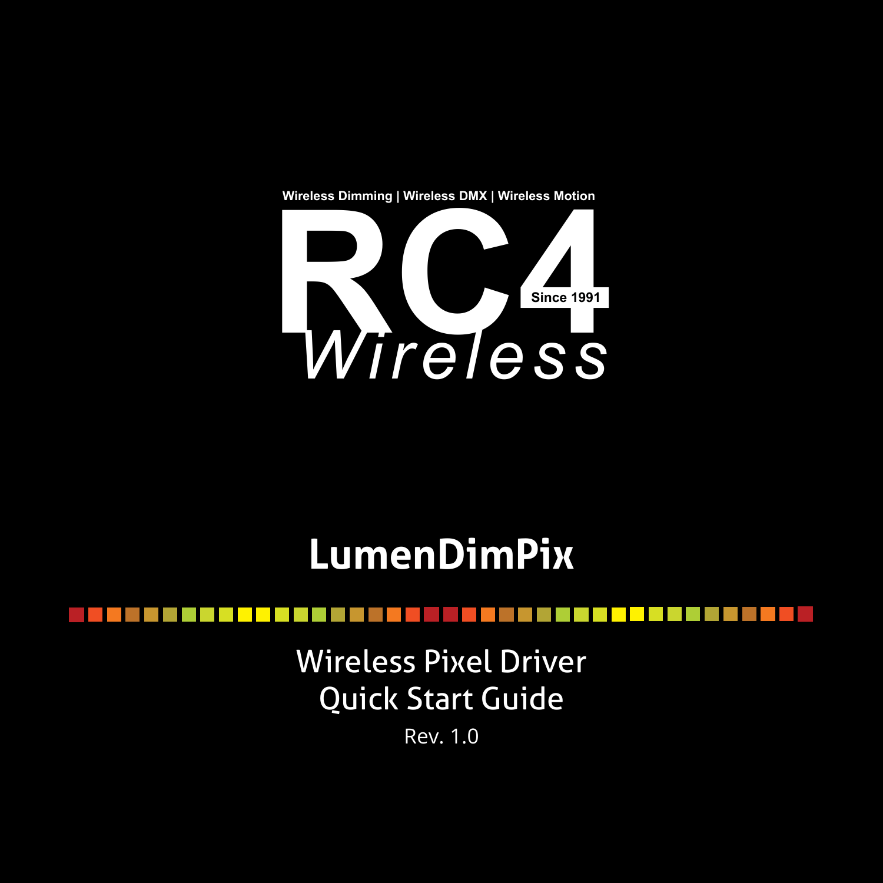Wireless Dimming | Wireless DMX | Wireless Motion

RC4 Wireless

Since 1991

# LumenDimPix

## Wireless Pixel Driver
## Quick Start Guide

Rev. 1.0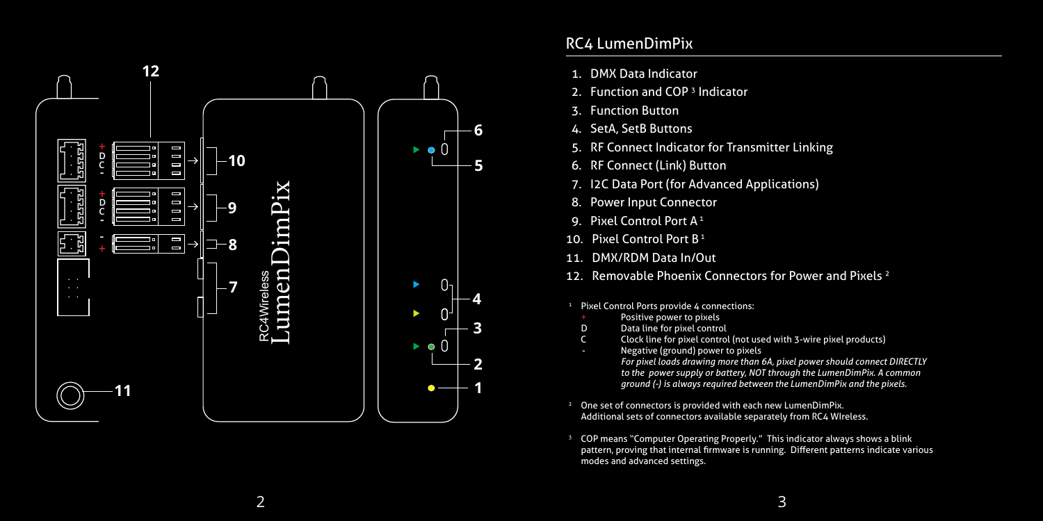## RC4 LumenDimPix

1. DMX Data Indicator
2. Function and COP [3] Indicator
3. Function Button
4. SetA, SetB Buttons
5. RF Connect Indicator for Transmitter Linking
6. RF Connect (Link) Button
7. I2C Data Port (for Advanced Applications)
8. Power Input Connector
9. Pixel Control Port A [1]
10. Pixel Control Port B [1]
11. DMX/RDM Data In/Out
12. Removable Phoenix Connectors for Power and Pixels [2]

[1] Pixel Control Ports provide 4 connections:

- \+ Positive power to pixels
- D Data line for pixel control
- C Clock line for pixel control (not used with 3-wire pixel products)
- \- Negative (ground) power to pixels

*For pixel loads drawing more than 6A, pixel power should connect DIRECTLY to the power supply or battery, NOT through the LumenDimPix. A common ground (-) is always required between the LumenDimPix and the pixels.*

[2] One set of connectors is provided with each new LumenDimPix. Additional sets of connectors available separately from RC4 WIreless.

[3] COP means "Computer Operating Properly." This indicator always shows a blink pattern, proving that internal firmware is running. Different patterns indicate various modes and advanced settings.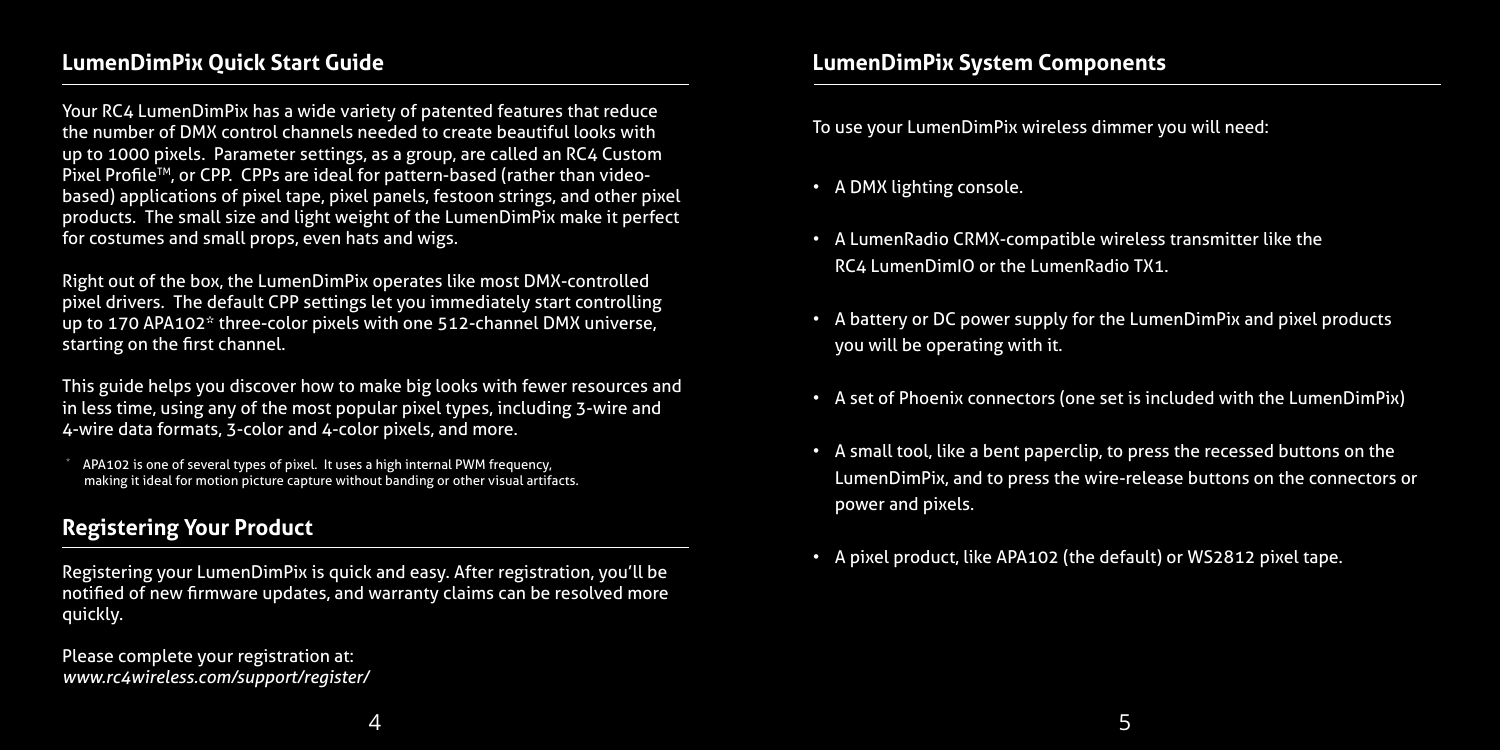## LumenDimPix Quick Start Guide

Your RC4 LumenDimPix has a wide variety of patented features that reduce the number of DMX control channels needed to create beautiful looks with up to 1000 pixels. Parameter settings, as a group, are called an RC4 Custom Pixel Profile™, or CPP. CPPs are ideal for pattern-based (rather than video-based) applications of pixel tape, pixel panels, festoon strings, and other pixel products. The small size and light weight of the LumenDimPix make it perfect for costumes and small props, even hats and wigs.

Right out of the box, the LumenDimPix operates like most DMX-controlled pixel drivers. The default CPP settings let you immediately start controlling up to 170 APA102* three-color pixels with one 512-channel DMX universe, starting on the first channel.

This guide helps you discover how to make big looks with fewer resources and in less time, using any of the most popular pixel types, including 3-wire and 4-wire data formats, 3-color and 4-color pixels, and more.

\* APA102 is one of several types of pixel. It uses a high internal PWM frequency, making it ideal for motion picture capture without banding or other visual artifacts.

## Registering Your Product

Registering your LumenDimPix is quick and easy. After registration, you'll be notified of new firmware updates, and warranty claims can be resolved more quickly.

Please complete your registration at:
*www.rc4wireless.com/support/register/*

## LumenDimPix System Components

To use your LumenDimPix wireless dimmer you will need:

- A DMX lighting console.
- A LumenRadio CRMX-compatible wireless transmitter like the RC4 LumenDimIO or the LumenRadio TX1.
- A battery or DC power supply for the LumenDimPix and pixel products you will be operating with it.
- A set of Phoenix connectors (one set is included with the LumenDimPix)
- A small tool, like a bent paperclip, to press the recessed buttons on the LumenDimPix, and to press the wire-release buttons on the connectors or power and pixels.
- A pixel product, like APA102 (the default) or WS2812 pixel tape.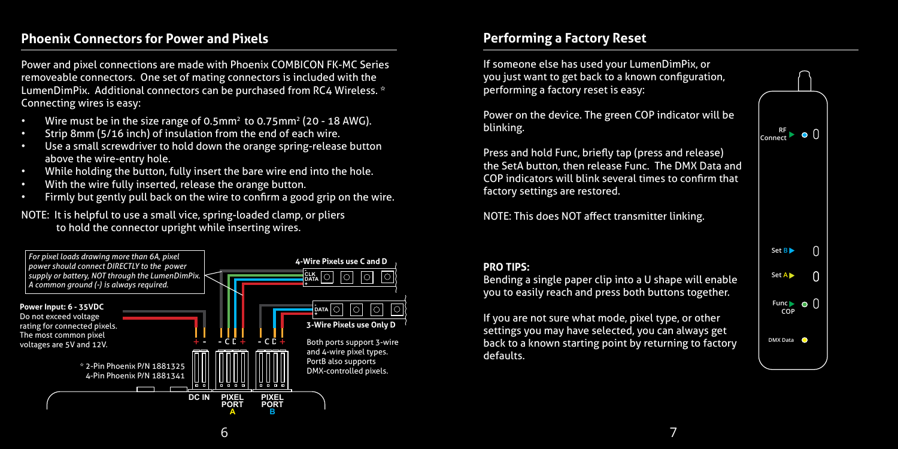## Phoenix Connectors for Power and Pixels

Power and pixel connections are made with Phoenix COMBICON FK-MC Series removeable connectors. One set of mating connectors is included with the LumenDimPix. Additional connectors can be purchased from RC4 Wireless. *
Connecting wires is easy:

- Wire must be in the size range of 0.5mm² to 0.75mm² (20 - 18 AWG).
- Strip 8mm (5/16 inch) of insulation from the end of each wire.
- Use a small screwdriver to hold down the orange spring-release button above the wire-entry hole.
- While holding the button, fully insert the bare wire end into the hole.
- With the wire fully inserted, release the orange button.
- Firmly but gently pull back on the wire to confirm a good grip on the wire.

NOTE: It is helpful to use a small vice, spring-loaded clamp, or pliers to hold the connector upright while inserting wires.

*For pixel loads drawing more than 6A, pixel power should connect DIRECTLY to the power supply or battery, NOT through the LumenDimPix. A common ground (-) is always required.*

**Power Input: 6 - 35VDC**
Do not exceed voltage rating for connected pixels. The most common pixel voltages are 5V and 12V.

4-Wire Pixels use C and D

CLK
DATA

DATA

3-Wire Pixels use Only D

+ -   - C D +   - C D +

Both ports support 3-wire and 4-wire pixel types. PortB also supports DMX-controlled pixels.

\* 2-Pin Phoenix P/N 1881325
4-Pin Phoenix P/N 1881341

DC IN   PIXEL PORT A   PIXEL PORT B

## Performing a Factory Reset

If someone else has used your LumenDimPix, or you just want to get back to a known configuration, performing a factory reset is easy:

Power on the device. The green COP indicator will be blinking.

Press and hold Func, briefly tap (press and release) the SetA button, then release Func. The DMX Data and COP indicators will blink several times to confirm that factory settings are restored.

NOTE: This does NOT affect transmitter linking.

**PRO TIPS:**
Bending a single paper clip into a U shape will enable you to easily reach and press both buttons together.

If you are not sure what mode, pixel type, or other settings you may have selected, you can always get back to a known starting point by returning to factory defaults.

RF Connect

Set B

Set A

Func
COP

DMX Data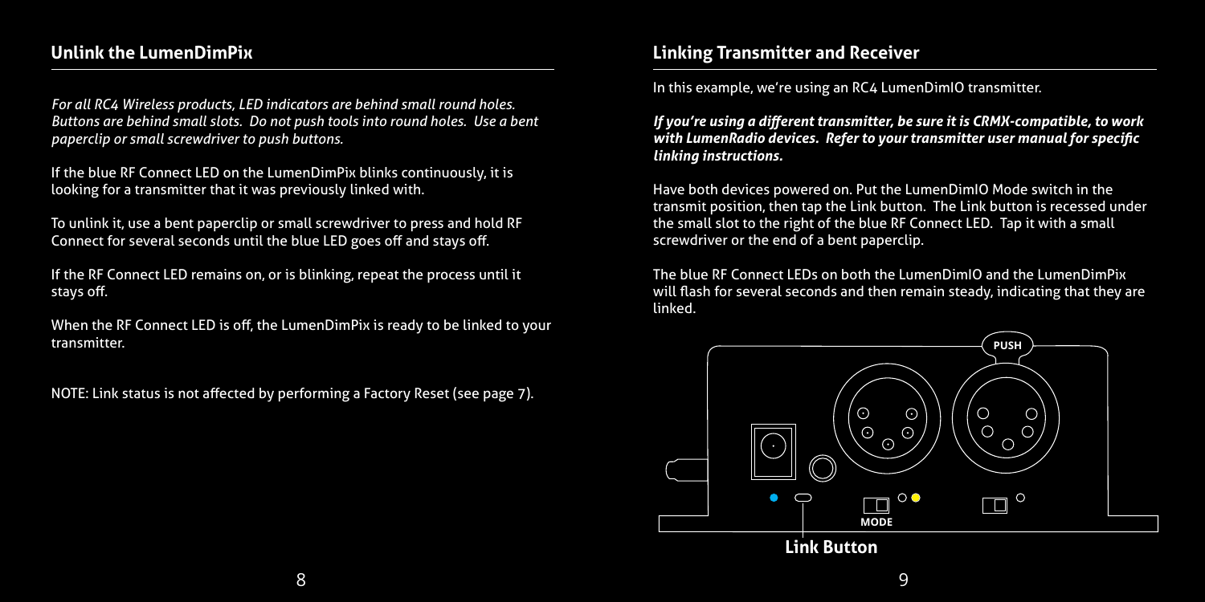## Unlink the LumenDimPix

*For all RC4 Wireless products, LED indicators are behind small round holes. Buttons are behind small slots. Do not push tools into round holes. Use a bent paperclip or small screwdriver to push buttons.*

If the blue RF Connect LED on the LumenDimPix blinks continuously, it is looking for a transmitter that it was previously linked with.

To unlink it, use a bent paperclip or small screwdriver to press and hold RF Connect for several seconds until the blue LED goes off and stays off.

If the RF Connect LED remains on, or is blinking, repeat the process until it stays off.

When the RF Connect LED is off, the LumenDimPix is ready to be linked to your transmitter.

NOTE: Link status is not affected by performing a Factory Reset (see page 7).

## Linking Transmitter and Receiver

In this example, we're using an RC4 LumenDimIO transmitter.

***If you're using a different transmitter, be sure it is CRMX-compatible, to work with LumenRadio devices. Refer to your transmitter user manual for specific linking instructions.***

Have both devices powered on. Put the LumenDimIO Mode switch in the transmit position, then tap the Link button. The Link button is recessed under the small slot to the right of the blue RF Connect LED. Tap it with a small screwdriver or the end of a bent paperclip.

The blue RF Connect LEDs on both the LumenDimIO and the LumenDimPix will flash for several seconds and then remain steady, indicating that they are linked.

PUSH

MODE

**Link Button**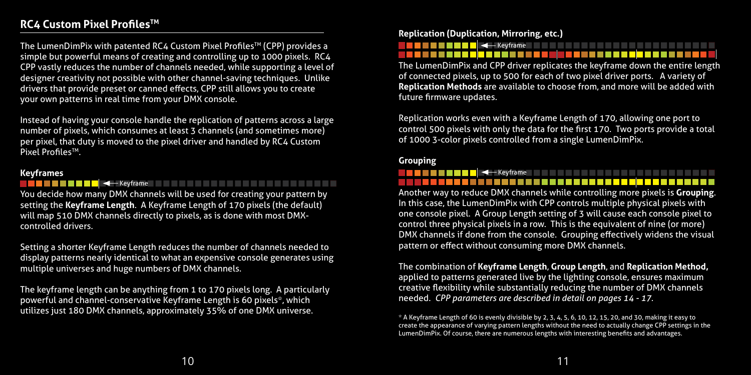## RC4 Custom Pixel Profiles™

The LumenDimPix with patented RC4 Custom Pixel Profiles™ (CPP) provides a simple but powerful means of creating and controlling up to 1000 pixels. RC4 CPP vastly reduces the number of channels needed, while supporting a level of designer creativity not possible with other channel-saving techniques. Unlike drivers that provide preset or canned effects, CPP still allows you to create your own patterns in real time from your DMX console.

Instead of having your console handle the replication of patterns across a large number of pixels, which consumes at least 3 channels (and sometimes more) per pixel, that duty is moved to the pixel driver and handled by RC4 Custom Pixel Profiles™.

### Keyframes

Keyframe

You decide how many DMX channels will be used for creating your pattern by setting the **Keyframe Length**. A Keyframe Length of 170 pixels (the default) will map 510 DMX channels directly to pixels, as is done with most DMX-controlled drivers.

Setting a shorter Keyframe Length reduces the number of channels needed to display patterns nearly identical to what an expensive console generates using multiple universes and huge numbers of DMX channels.

The keyframe length can be anything from 1 to 170 pixels long. A particularly powerful and channel-conservative Keyframe Length is 60 pixels*, which utilizes just 180 DMX channels, approximately 35% of one DMX universe.

### Replication (Duplication, Mirroring, etc.)

Keyframe

The LumenDimPix and CPP driver replicates the keyframe down the entire length of connected pixels, up to 500 for each of two pixel driver ports. A variety of **Replication Methods** are available to choose from, and more will be added with future firmware updates.

Replication works even with a Keyframe Length of 170, allowing one port to control 500 pixels with only the data for the first 170. Two ports provide a total of 1000 3-color pixels controlled from a single LumenDimPix.

### Grouping

Keyframe

Another way to reduce DMX channels while controlling more pixels is **Grouping**. In this case, the LumenDimPix with CPP controls multiple physical pixels with one console pixel. A Group Length setting of 3 will cause each console pixel to control three physical pixels in a row. This is the equivalent of nine (or more) DMX channels if done from the console. Grouping effectively widens the visual pattern or effect without consuming more DMX channels.

The combination of **Keyframe Length**, **Group Length**, and **Replication Method,** applied to patterns generated live by the lighting console, ensures maximum creative flexibility while substantially reducing the number of DMX channels needed. *CPP parameters are described in detail on pages 14 - 17.*

* A Keyframe Length of 60 is evenly divisible by 2, 3, 4, 5, 6, 10, 12, 15, 20, and 30, making it easy to create the appearance of varying pattern lengths without the need to actually change CPP settings in the LumenDimPix. Of course, there are numerous lengths with interesting benefits and advantages.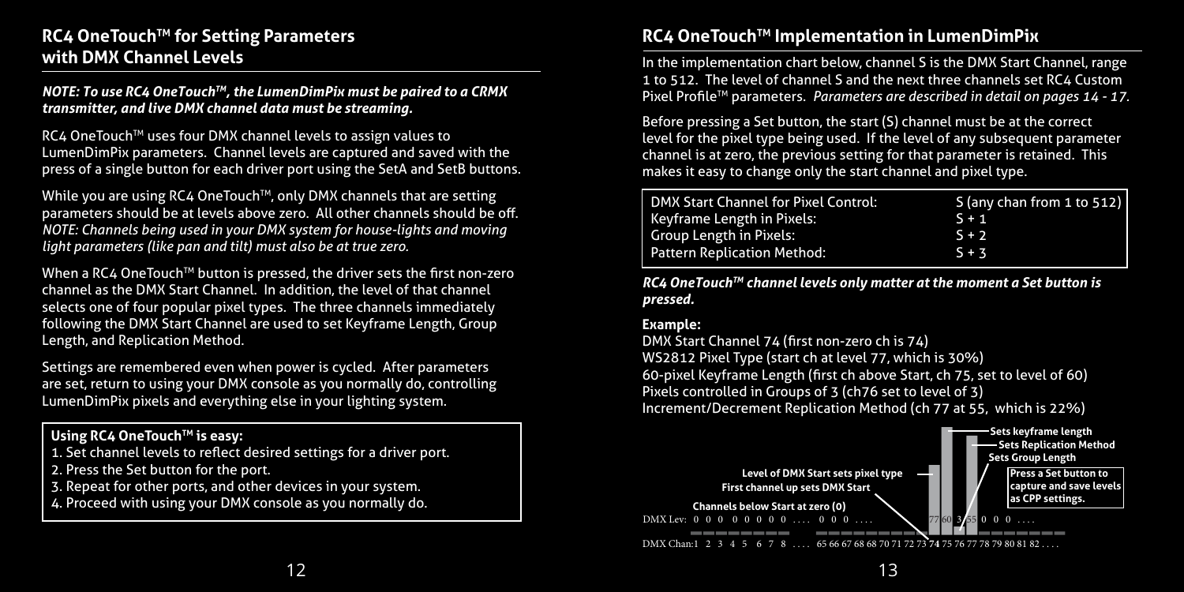## RC4 OneTouch™ for Setting Parameters with DMX Channel Levels

***NOTE: To use RC4 OneTouch™, the LumenDimPix must be paired to a CRMX transmitter, and live DMX channel data must be streaming.***

RC4 OneTouch™ uses four DMX channel levels to assign values to LumenDimPix parameters. Channel levels are captured and saved with the press of a single button for each driver port using the SetA and SetB buttons.

While you are using RC4 OneTouch™, only DMX channels that are setting parameters should be at levels above zero. All other channels should be off. *NOTE: Channels being used in your DMX system for house-lights and moving light parameters (like pan and tilt) must also be at true zero.*

When a RC4 OneTouch™ button is pressed, the driver sets the first non-zero channel as the DMX Start Channel. In addition, the level of that channel selects one of four popular pixel types. The three channels immediately following the DMX Start Channel are used to set Keyframe Length, Group Length, and Replication Method.

Settings are remembered even when power is cycled. After parameters are set, return to using your DMX console as you normally do, controlling LumenDimPix pixels and everything else in your lighting system.

**Using RC4 OneTouch™ is easy:**

1. Set channel levels to reflect desired settings for a driver port.
2. Press the Set button for the port.
3. Repeat for other ports, and other devices in your system.
4. Proceed with using your DMX console as you normally do.

## RC4 OneTouch™ Implementation in LumenDimPix

In the implementation chart below, channel S is the DMX Start Channel, range 1 to 512. The level of channel S and the next three channels set RC4 Custom Pixel Profile™ parameters. *Parameters are described in detail on pages 14 - 17.*

Before pressing a Set button, the start (S) channel must be at the correct level for the pixel type being used. If the level of any subsequent parameter channel is at zero, the previous setting for that parameter is retained. This makes it easy to change only the start channel and pixel type.

| | |
|---|---|
| DMX Start Channel for Pixel Control: | S (any chan from 1 to 512) |
| Keyframe Length in Pixels: | S + 1 |
| Group Length in Pixels: | S + 2 |
| Pattern Replication Method: | S + 3 |

***RC4 OneTouch™ channel levels only matter at the moment a Set button is pressed.***

**Example:**

DMX Start Channel 74 (first non-zero ch is 74)
WS2812 Pixel Type (start ch at level 77, which is 30%)
60-pixel Keyframe Length (first ch above Start, ch 75, set to level of 60)
Pixels controlled in Groups of 3 (ch76 set to level of 3)
Increment/Decrement Replication Method (ch 77 at 55, which is 22%)

Level of DMX Start sets pixel type
First channel up sets DMX Start
Channels below Start at zero (0)
Sets keyframe length
Sets Replication Method
Sets Group Length
Press a Set button to capture and save levels as CPP settings.

DMX Lev: 0 0 0 0 0 0 0 .... 0 0 0 .... 77 60 3 55 0 0 0 ....

DMX Chan: 1 2 3 4 5 6 7 8 .... 65 66 67 68 68 70 71 72 73 74 75 76 77 78 79 80 81 82 ....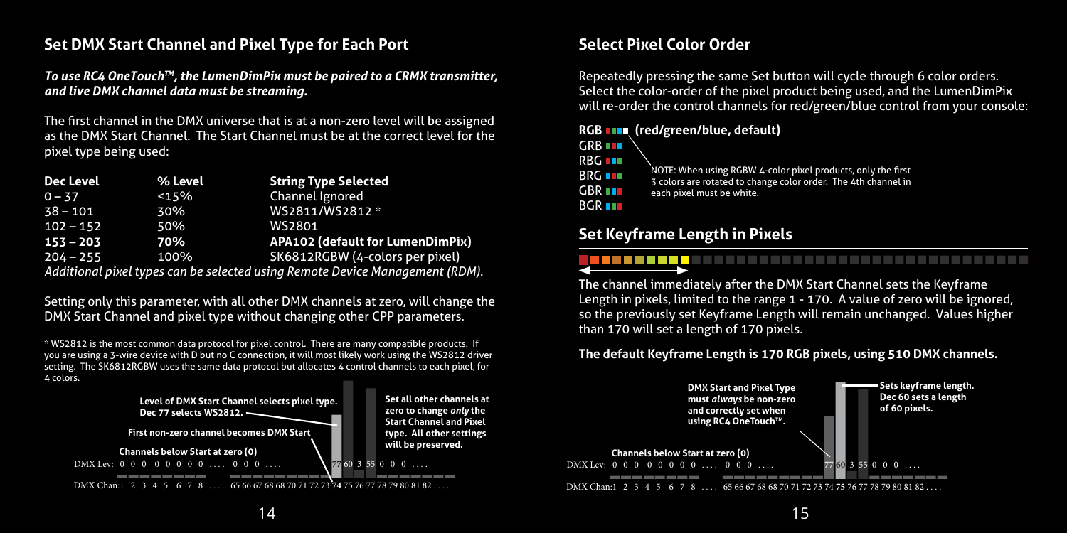## Set DMX Start Channel and Pixel Type for Each Port

***To use RC4 OneTouch™, the LumenDimPix must be paired to a CRMX transmitter, and live DMX channel data must be streaming.***

The first channel in the DMX universe that is at a non-zero level will be assigned as the DMX Start Channel. The Start Channel must be at the correct level for the pixel type being used:

| Dec Level | % Level | String Type Selected |
|---|---|---|
| 0 – 37 | <15% | Channel Ignored |
| 38 – 101 | 30% | WS2811/WS2812 * |
| 102 – 152 | 50% | WS2801 |
| **153 – 203** | **70%** | **APA102 (default for LumenDimPix)** |
| 204 – 255 | 100% | SK6812RGBW (4-colors per pixel) |

*Additional pixel types can be selected using Remote Device Management (RDM).*

Setting only this parameter, with all other DMX channels at zero, will change the DMX Start Channel and pixel type without changing other CPP parameters.

\* WS2812 is the most common data protocol for pixel control. There are many compatible products. If you are using a 3-wire device with D but no C connection, it will most likely work using the WS2812 driver setting. The SK6812RGBW uses the same data protocol but allocates 4 control channels to each pixel, for 4 colors.

**Level of DMX Start Channel selects pixel type. Dec 77 selects WS2812.**

**First non-zero channel becomes DMX Start**

**Set all other channels at zero to change *only* the Start Channel and Pixel type. All other settings will be preserved.**

**Channels below Start at zero (0)**

DMX Lev: 0 0 0 0 0 0 0 0 .... 0 0 0 .... 77 60 3 55 0 0 0 ....

DMX Chan: 1 2 3 4 5 6 7 8 .... 65 66 67 68 68 70 71 72 73 74 75 76 77 78 79 80 81 82 ....

## Select Pixel Color Order

Repeatedly pressing the same Set button will cycle through 6 color orders. Select the color-order of the pixel product being used, and the LumenDimPix will re-order the control channels for red/green/blue control from your console:

**RGB (red/green/blue, default)**
GRB
RBG
BRG
GBR
BGR

NOTE: When using RGBW 4-color pixel products, only the first 3 colors are rotated to change color order. The 4th channel in each pixel must be white.

## Set Keyframe Length in Pixels

The channel immediately after the DMX Start Channel sets the Keyframe Length in pixels, limited to the range 1 - 170. A value of zero will be ignored, so the previously set Keyframe Length will remain unchanged. Values higher than 170 will set a length of 170 pixels.

**The default Keyframe Length is 170 RGB pixels, using 510 DMX channels.**

**DMX Start and Pixel Type must *always* be non-zero and correctly set when using RC4 OneTouch™.**

**Sets keyframe length. Dec 60 sets a length of 60 pixels.**

**Channels below Start at zero (0)**

DMX Lev: 0 0 0 0 0 0 0 0 .... 0 0 0 .... 77 60 3 55 0 0 0 ....

DMX Chan: 1 2 3 4 5 6 7 8 .... 65 66 67 68 68 70 71 72 73 74 75 76 77 78 79 80 81 82 ....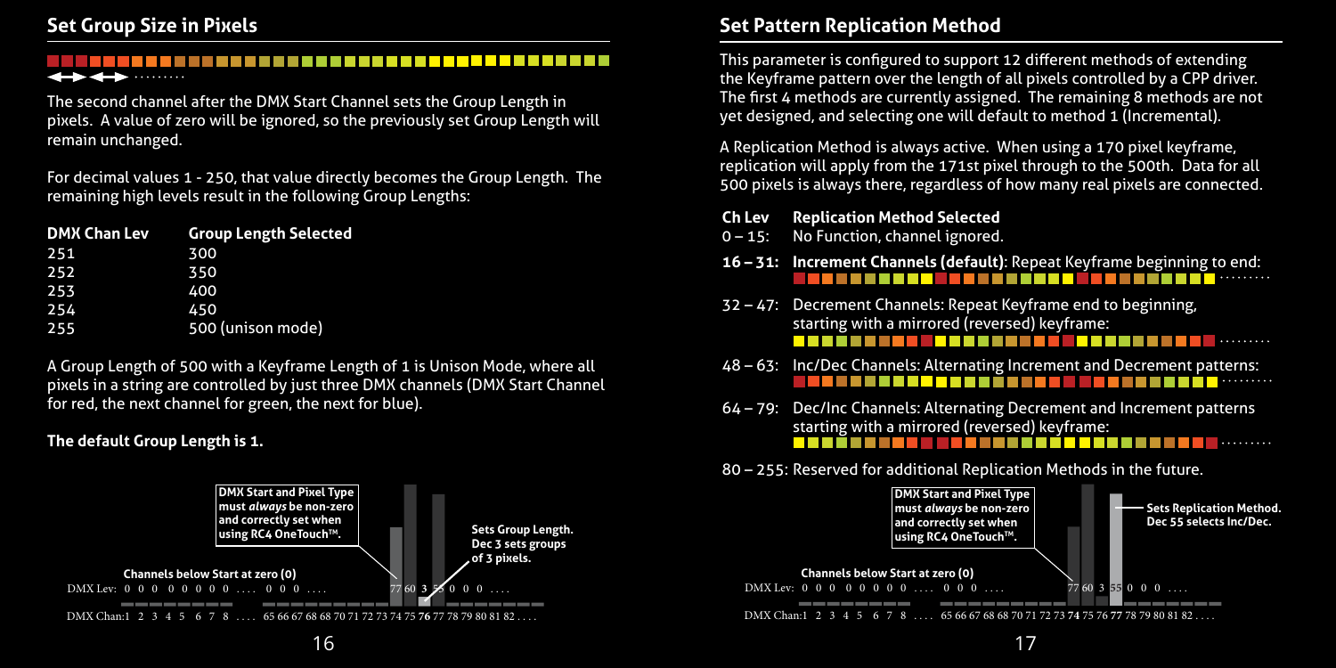## Set Group Size in Pixels

The second channel after the DMX Start Channel sets the Group Length in pixels. A value of zero will be ignored, so the previously set Group Length will remain unchanged.

For decimal values 1 - 250, that value directly becomes the Group Length. The remaining high levels result in the following Group Lengths:

| DMX Chan Lev | Group Length Selected |
|---|---|
| 251 | 300 |
| 252 | 350 |
| 253 | 400 |
| 254 | 450 |
| 255 | 500 (unison mode) |

A Group Length of 500 with a Keyframe Length of 1 is Unison Mode, where all pixels in a string are controlled by just three DMX channels (DMX Start Channel for red, the next channel for green, the next for blue).

**The default Group Length is 1.**

**DMX Start and Pixel Type must *always* be non-zero and correctly set when using RC4 OneTouch™.**

**Sets Group Length. Dec 3 sets groups of 3 pixels.**

**Channels below Start at zero (0)**

DMX Lev: 0 0 0 0 0 0 0 0 .... 0 0 0 .... 77 60 **3** 55 0 0 0 ....

DMX Chan: 1 2 3 4 5 6 7 8 .... 65 66 67 68 68 70 71 72 73 74 75 **76** 77 78 79 80 81 82 ....

## Set Pattern Replication Method

This parameter is configured to support 12 different methods of extending the Keyframe pattern over the length of all pixels controlled by a CPP driver. The first 4 methods are currently assigned. The remaining 8 methods are not yet designed, and selecting one will default to method 1 (Incremental).

A Replication Method is always active. When using a 170 pixel keyframe, replication will apply from the 171st pixel through to the 500th. Data for all 500 pixels is always there, regardless of how many real pixels are connected.

| Ch Lev | Replication Method Selected |
|---|---|
| 0 – 15: | No Function, channel ignored. |
| **16 – 31:** | **Increment Channels (default)**: Repeat Keyframe beginning to end: |
| 32 – 47: | Decrement Channels: Repeat Keyframe end to beginning, starting with a mirrored (reversed) keyframe: |
| 48 – 63: | Inc/Dec Channels: Alternating Increment and Decrement patterns: |
| 64 – 79: | Dec/Inc Channels: Alternating Decrement and Increment patterns starting with a mirrored (reversed) keyframe: |
| 80 – 255: | Reserved for additional Replication Methods in the future. |

**DMX Start and Pixel Type must *always* be non-zero and correctly set when using RC4 OneTouch™.**

**Sets Replication Method. Dec 55 selects Inc/Dec.**

**Channels below Start at zero (0)**

DMX Lev: 0 0 0 0 0 0 0 0 .... 0 0 0 .... 77 60 3 55 0 0 0 ....

DMX Chan: 1 2 3 4 5 6 7 8 .... 65 66 67 68 68 70 71 72 73 74 75 76 **77** 78 79 80 81 82 ....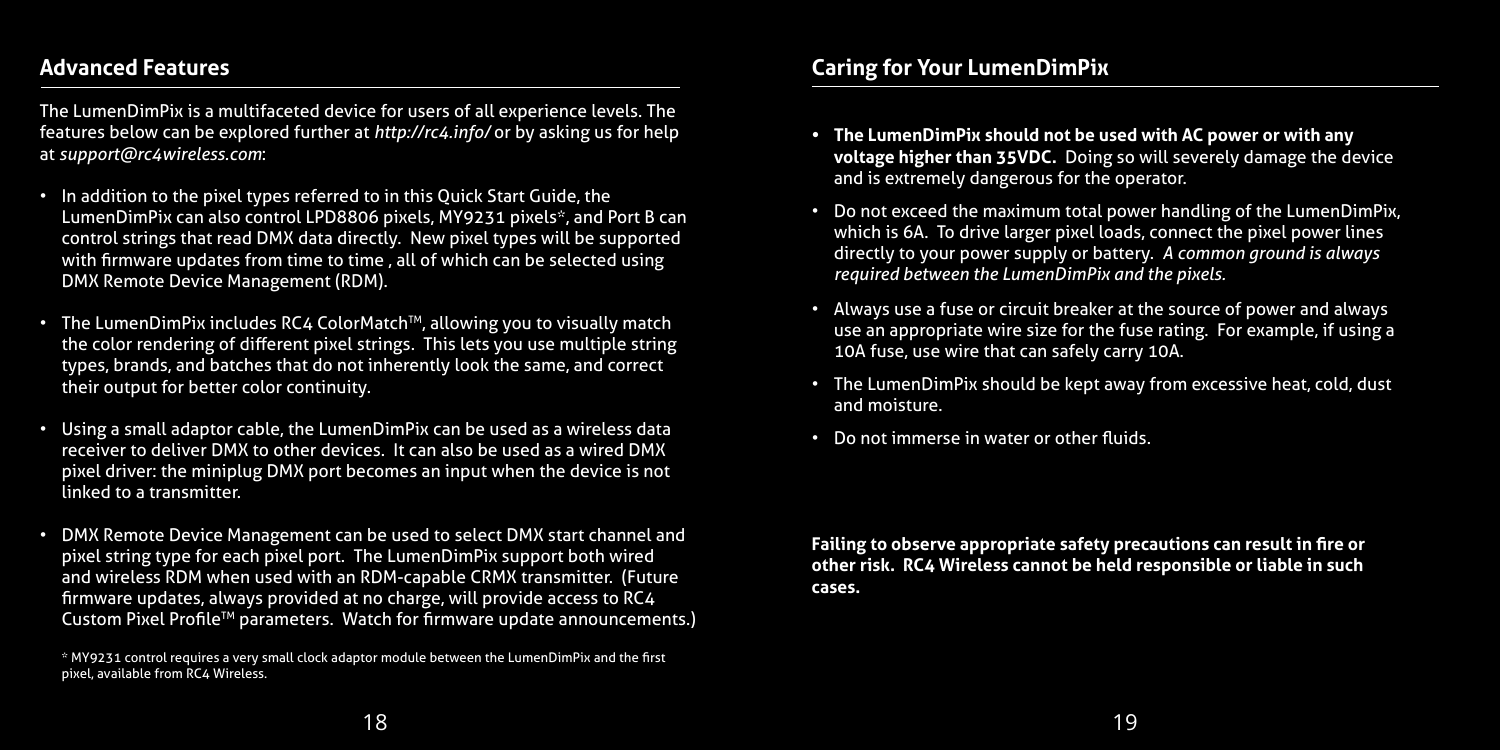## Advanced Features

The LumenDimPix is a multifaceted device for users of all experience levels. The features below can be explored further at *http://rc4.info/* or by asking us for help at *support@rc4wireless.com*:

- In addition to the pixel types referred to in this Quick Start Guide, the LumenDimPix can also control LPD8806 pixels, MY9231 pixels*, and Port B can control strings that read DMX data directly. New pixel types will be supported with firmware updates from time to time , all of which can be selected using DMX Remote Device Management (RDM).
- The LumenDimPix includes RC4 ColorMatch™, allowing you to visually match the color rendering of different pixel strings. This lets you use multiple string types, brands, and batches that do not inherently look the same, and correct their output for better color continuity.
- Using a small adaptor cable, the LumenDimPix can be used as a wireless data receiver to deliver DMX to other devices. It can also be used as a wired DMX pixel driver: the miniplug DMX port becomes an input when the device is not linked to a transmitter.
- DMX Remote Device Management can be used to select DMX start channel and pixel string type for each pixel port. The LumenDimPix support both wired and wireless RDM when used with an RDM-capable CRMX transmitter. (Future firmware updates, always provided at no charge, will provide access to RC4 Custom Pixel Profile™ parameters. Watch for firmware update announcements.)

\* MY9231 control requires a very small clock adaptor module between the LumenDimPix and the first pixel, available from RC4 Wireless.

## Caring for Your LumenDimPix

- **The LumenDimPix should not be used with AC power or with any voltage higher than 35VDC.** Doing so will severely damage the device and is extremely dangerous for the operator.
- Do not exceed the maximum total power handling of the LumenDimPix, which is 6A. To drive larger pixel loads, connect the pixel power lines directly to your power supply or battery. *A common ground is always required between the LumenDimPix and the pixels.*
- Always use a fuse or circuit breaker at the source of power and always use an appropriate wire size for the fuse rating. For example, if using a 10A fuse, use wire that can safely carry 10A.
- The LumenDimPix should be kept away from excessive heat, cold, dust and moisture.
- Do not immerse in water or other fluids.

**Failing to observe appropriate safety precautions can result in fire or other risk. RC4 Wireless cannot be held responsible or liable in such cases.**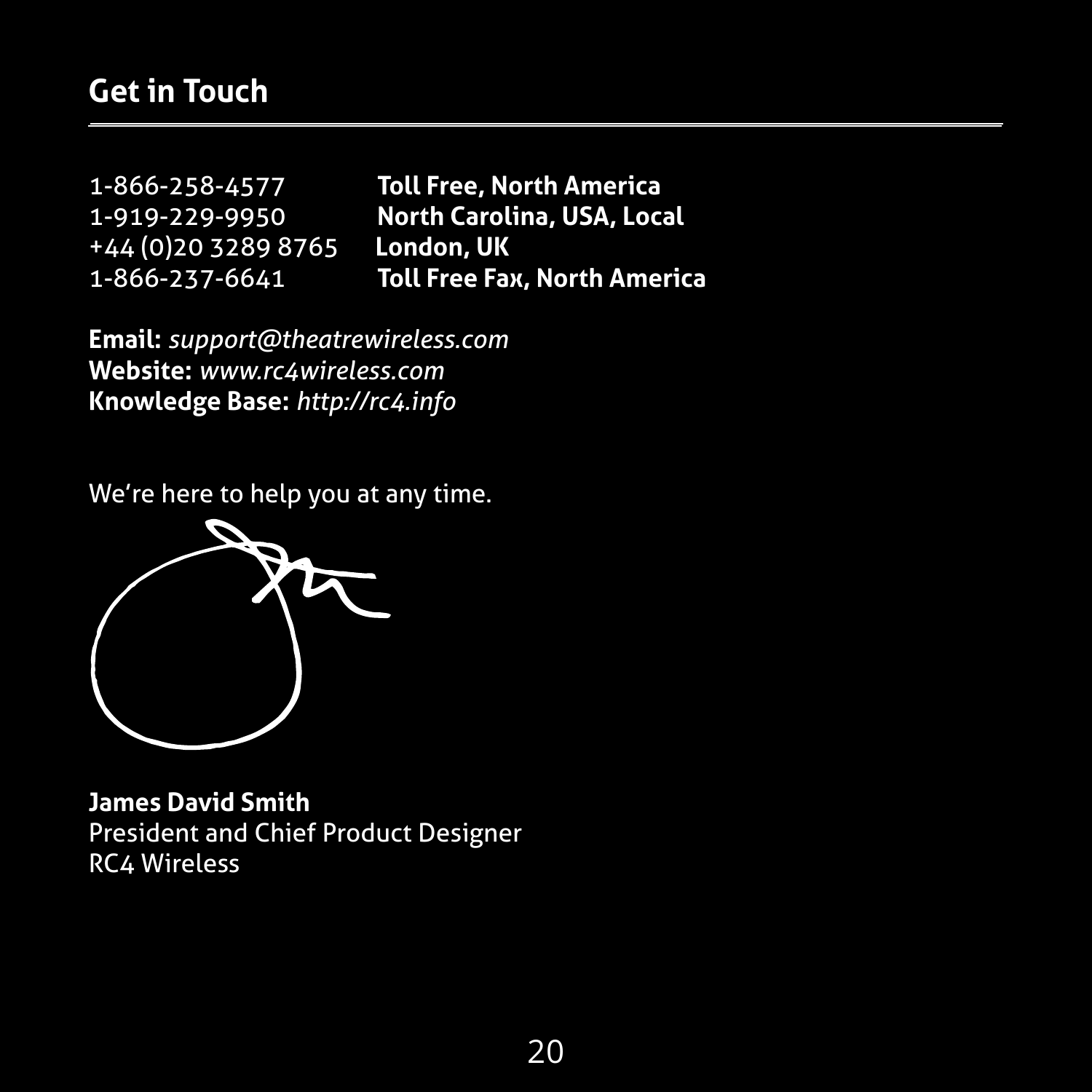## Get in Touch

| | |
|---|---|
| 1-866-258-4577 | **Toll Free, North America** |
| 1-919-229-9950 | **North Carolina, USA, Local** |
| +44 (0)20 3289 8765 | **London, UK** |
| 1-866-237-6641 | **Toll Free Fax, North America** |

**Email:** *support@theatrewireless.com*
**Website:** *www.rc4wireless.com*
**Knowledge Base:** *http://rc4.info*

We're here to help you at any time.

**James David Smith**
President and Chief Product Designer
RC4 Wireless